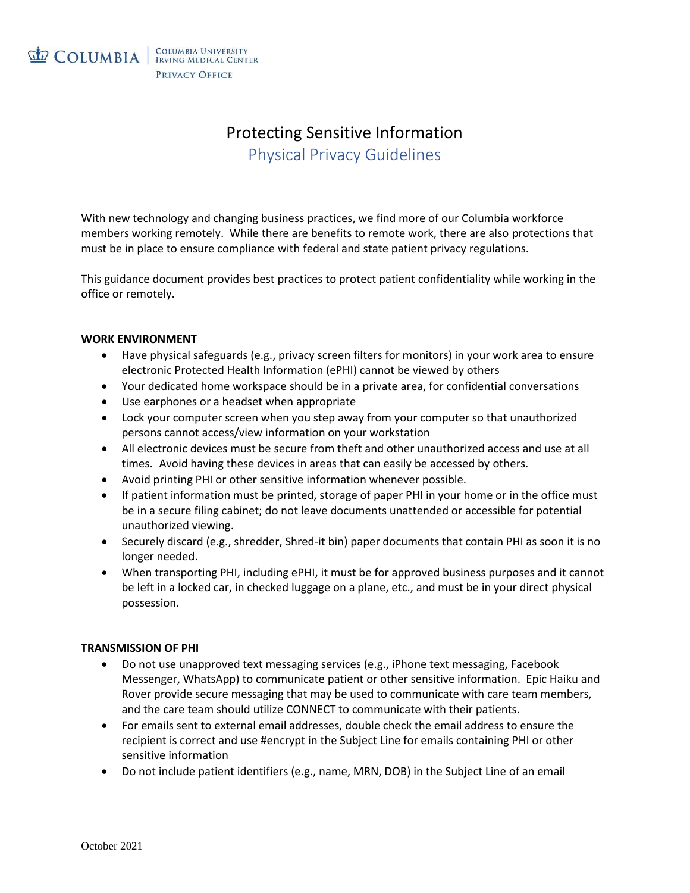COLUMBIA | COLUMBIA UNIVERSITY IRVING MEDICAL CENTER

PRIVACY OFFICE

# Protecting Sensitive Information

## Physical Privacy Guidelines

With new technology and changing business practices, we find more of our Columbia workforce members working remotely. While there are benefits to remote work, there are also protections that must be in place to ensure compliance with federal and state patient privacy regulations.

This guidance document provides best practices to protect patient confidentiality while working in the office or remotely.

### WORK ENVIRONMENT

- Have physical safeguards (e.g., privacy screen filters for monitors) in your work area to ensure electronic Protected Health Information (ePHI) cannot be viewed by others
- Your dedicated home workspace should be in a private area, for confidential conversations
- Use earphones or a headset when appropriate
- Lock your computer screen when you step away from your computer so that unauthorized persons cannot access/view information on your workstation
- All electronic devices must be secure from theft and other unauthorized access and use at all times. Avoid having these devices in areas that can easily be accessed by others.
- Avoid printing PHI or other sensitive information whenever possible.
- If patient information must be printed, storage of paper PHI in your home or in the office must be in a secure filing cabinet; do not leave documents unattended or accessible for potential unauthorized viewing.
- Securely discard (e.g., shredder, Shred-it bin) paper documents that contain PHI as soon it is no longer needed.
- When transporting PHI, including ePHI, it must be for approved business purposes and it cannot be left in a locked car, in checked luggage on a plane, etc., and must be in your direct physical possession.

### TRANSMISSION OF PHI

- Do not use unapproved text messaging services (e.g., iPhone text messaging, Facebook Messenger, WhatsApp) to communicate patient or other sensitive information. Epic Haiku and Rover provide secure messaging that may be used to communicate with care team members, and the care team should utilize CONNECT to communicate with their patients.
- For emails sent to external email addresses, double check the email address to ensure the recipient is correct and use #encrypt in the Subject Line for emails containing PHI or other sensitive information
- Do not include patient identifiers (e.g., name, MRN, DOB) in the Subject Line of an email

October 2021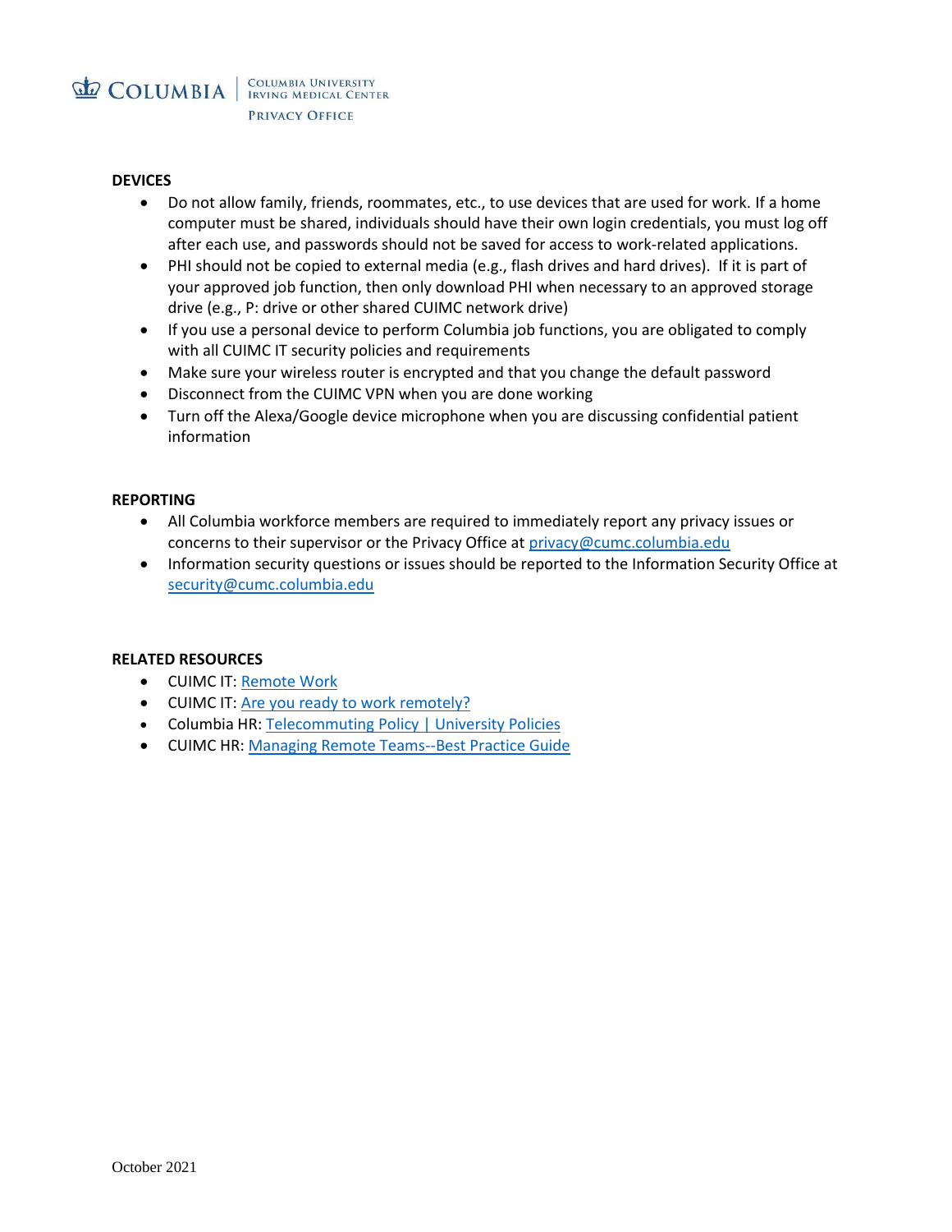**DEVICES**

- Do not allow family, friends, roommates, etc., to use devices that are used for work. If a home computer must be shared, individuals should have their own login credentials, you must log off after each use, and passwords should not be saved for access to work-related applications.
- PHI should not be copied to external media (e.g., flash drives and hard drives). If it is part of your approved job function, then only download PHI when necessary to an approved storage drive (e.g., P: drive or other shared CUIMC network drive)
- If you use a personal device to perform Columbia job functions, you are obligated to comply with all CUIMC IT security policies and requirements
- Make sure your wireless router is encrypted and that you change the default password
- Disconnect from the CUIMC VPN when you are done working
- Turn off the Alexa/Google device microphone when you are discussing confidential patient information

**REPORTING**

- All Columbia workforce members are required to immediately report any privacy issues or concerns to their supervisor or the Privacy Office at privacy@cumc.columbia.edu
- Information security questions or issues should be reported to the Information Security Office at security@cumc.columbia.edu

**RELATED RESOURCES**

- CUIMC IT: Remote Work
- CUIMC IT: Are you ready to work remotely?
- Columbia HR: Telecommuting Policy | University Policies
- CUIMC HR: Managing Remote Teams--Best Practice Guide

October 2021